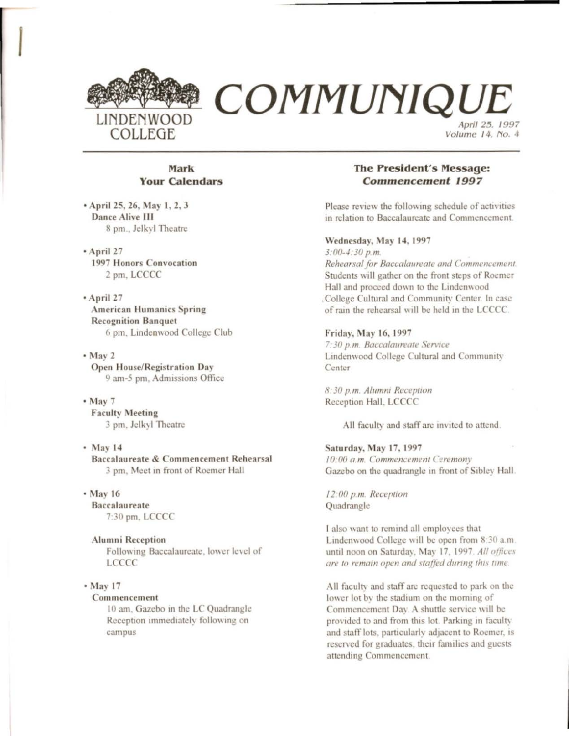# COMMUNIQUE

LINDENWOOD COLLEGE

April 25, 1997
Volume 14, No. 4

## Mark Your Calendars

- **April 25, 26, May 1, 2, 3**
  **Dance Alive III**
  8 pm., Jelkyl Theatre

- **April 27**
  **1997 Honors Convocation**
  2 pm, LCCCC

- **April 27**
  **American Humanics Spring Recognition Banquet**
  6 pm, Lindenwood College Club

- **May 2**
  **Open House/Registration Day**
  9 am-5 pm, Admissions Office

- **May 7**
  **Faculty Meeting**
  3 pm, Jelkyl Theatre

- **May 14**
  **Baccalaureate & Commencement Rehearsal**
  3 pm, Meet in front of Roemer Hall

- **May 16**
  **Baccalaureate**
  7:30 pm, LCCCC

  **Alumni Reception**
  Following Baccalaureate, lower level of LCCCC

- **May 17**
  **Commencement**
  10 am, Gazebo in the LC Quadrangle
  Reception immediately following on campus

## The President's Message: *Commencement 1997*

Please review the following schedule of activities in relation to Baccalaureate and Commencement.

**Wednesday, May 14, 1997**
*3:00-4:30 p.m.*
*Rehearsal for Baccalaureate and Commencement.*
Students will gather on the front steps of Roemer Hall and proceed down to the Lindenwood College Cultural and Community Center. In case of rain the rehearsal will be held in the LCCCC.

**Friday, May 16, 1997**
*7:30 p.m. Baccalaureate Service*
Lindenwood College Cultural and Community Center

*8:30 p.m. Alumni Reception*
Reception Hall, LCCCC

All faculty and staff are invited to attend.

**Saturday, May 17, 1997**
*10:00 a.m. Commencement Ceremony*
Gazebo on the quadrangle in front of Sibley Hall.

*12:00 p.m. Reception*
Quadrangle

I also want to remind all employees that Lindenwood College will be open from 8:30 a.m. until noon on Saturday, May 17, 1997. *All offices are to remain open and staffed during this time.*

All faculty and staff are requested to park on the lower lot by the stadium on the morning of Commencement Day. A shuttle service will be provided to and from this lot. Parking in faculty and staff lots, particularly adjacent to Roemer, is reserved for graduates, their families and guests attending Commencement.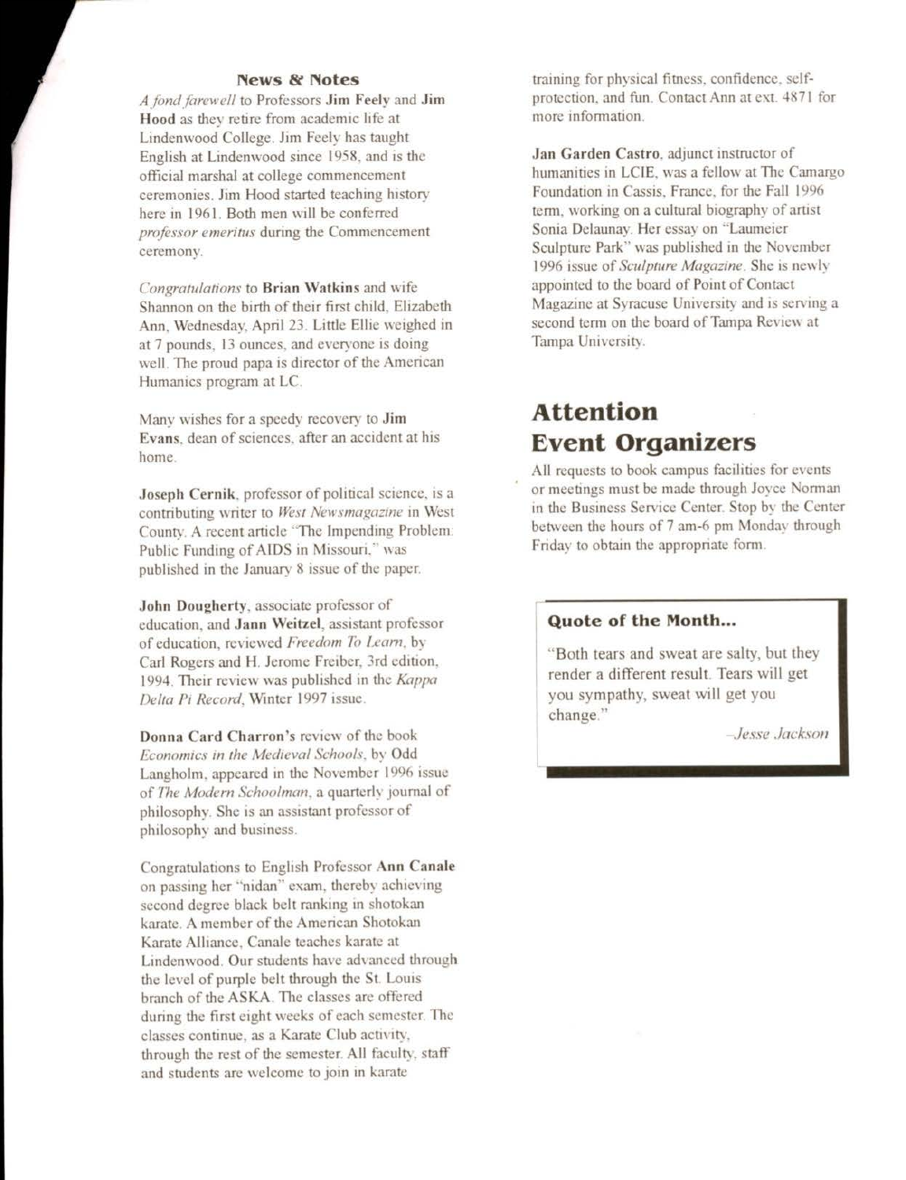## News & Notes

*A fond farewell* to Professors **Jim Feely** and **Jim Hood** as they retire from academic life at Lindenwood College. Jim Feely has taught English at Lindenwood since 1958, and is the official marshal at college commencement ceremonies. Jim Hood started teaching history here in 1961. Both men will be conferred *professor emeritus* during the Commencement ceremony.

*Congratulations* to **Brian Watkins** and wife Shannon on the birth of their first child, Elizabeth Ann, Wednesday, April 23. Little Ellie weighed in at 7 pounds, 13 ounces, and everyone is doing well. The proud papa is director of the American Humanics program at LC.

Many wishes for a speedy recovery to **Jim Evans**, dean of sciences, after an accident at his home.

**Joseph Cernik**, professor of political science, is a contributing writer to *West Newsmagazine* in West County. A recent article "The Impending Problem: Public Funding of AIDS in Missouri," was published in the January 8 issue of the paper.

**John Dougherty**, associate professor of education, and **Jann Weitzel**, assistant professor of education, reviewed *Freedom To Learn*, by Carl Rogers and H. Jerome Freiber, 3rd edition, 1994. Their review was published in the *Kappa Delta Pi Record*, Winter 1997 issue.

**Donna Card Charron's** review of the book *Economics in the Medieval Schools*, by Odd Langholm, appeared in the November 1996 issue of *The Modern Schoolman*, a quarterly journal of philosophy. She is an assistant professor of philosophy and business.

Congratulations to English Professor **Ann Canale** on passing her "nidan" exam, thereby achieving second degree black belt ranking in shotokan karate. A member of the American Shotokan Karate Alliance, Canale teaches karate at Lindenwood. Our students have advanced through the level of purple belt through the St. Louis branch of the ASKA. The classes are offered during the first eight weeks of each semester. The classes continue, as a Karate Club activity, through the rest of the semester. All faculty, staff and students are welcome to join in karate training for physical fitness, confidence, self-protection, and fun. Contact Ann at ext. 4871 for more information.

**Jan Garden Castro**, adjunct instructor of humanities in LCIE, was a fellow at The Camargo Foundation in Cassis, France, for the Fall 1996 term, working on a cultural biography of artist Sonia Delaunay. Her essay on "Laumeier Sculpture Park" was published in the November 1996 issue of *Sculpture Magazine*. She is newly appointed to the board of Point of Contact Magazine at Syracuse University and is serving a second term on the board of Tampa Review at Tampa University.

# Attention Event Organizers

All requests to book campus facilities for events or meetings must be made through Joyce Norman in the Business Service Center. Stop by the Center between the hours of 7 am-6 pm Monday through Friday to obtain the appropriate form.

### Quote of the Month...

"Both tears and sweat are salty, but they render a different result. Tears will get you sympathy, sweat will get you change."

*–Jesse Jackson*